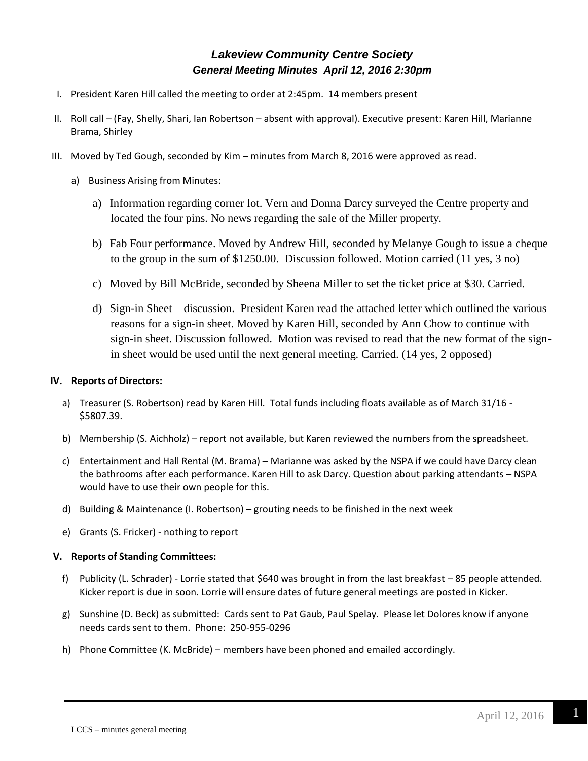## *Lakeview Community Centre Society*
### *General Meeting Minutes April 12, 2016 2:30pm*

I. President Karen Hill called the meeting to order at 2:45pm. 14 members present

II. Roll call – (Fay, Shelly, Shari, Ian Robertson – absent with approval). Executive present: Karen Hill, Marianne Brama, Shirley

III. Moved by Ted Gough, seconded by Kim – minutes from March 8, 2016 were approved as read.

   a) Business Arising from Minutes:

      a) Information regarding corner lot. Vern and Donna Darcy surveyed the Centre property and located the four pins. No news regarding the sale of the Miller property.

      b) Fab Four performance. Moved by Andrew Hill, seconded by Melanye Gough to issue a cheque to the group in the sum of $1250.00. Discussion followed. Motion carried (11 yes, 3 no)

      c) Moved by Bill McBride, seconded by Sheena Miller to set the ticket price at $30. Carried.

      d) Sign-in Sheet – discussion. President Karen read the attached letter which outlined the various reasons for a sign-in sheet. Moved by Karen Hill, seconded by Ann Chow to continue with sign-in sheet. Discussion followed. Motion was revised to read that the new format of the sign-in sheet would be used until the next general meeting. Carried. (14 yes, 2 opposed)

**IV. Reports of Directors:**

a) Treasurer (S. Robertson) read by Karen Hill. Total funds including floats available as of March 31/16 - $5807.39.

b) Membership (S. Aichholz) – report not available, but Karen reviewed the numbers from the spreadsheet.

c) Entertainment and Hall Rental (M. Brama) – Marianne was asked by the NSPA if we could have Darcy clean the bathrooms after each performance. Karen Hill to ask Darcy. Question about parking attendants – NSPA would have to use their own people for this.

d) Building & Maintenance (I. Robertson) – grouting needs to be finished in the next week

e) Grants (S. Fricker) - nothing to report

**V. Reports of Standing Committees:**

f) Publicity (L. Schrader) - Lorrie stated that $640 was brought in from the last breakfast – 85 people attended. Kicker report is due in soon. Lorrie will ensure dates of future general meetings are posted in Kicker.

g) Sunshine (D. Beck) as submitted: Cards sent to Pat Gaub, Paul Spelay. Please let Dolores know if anyone needs cards sent to them. Phone: 250-955-0296

h) Phone Committee (K. McBride) – members have been phoned and emailed accordingly.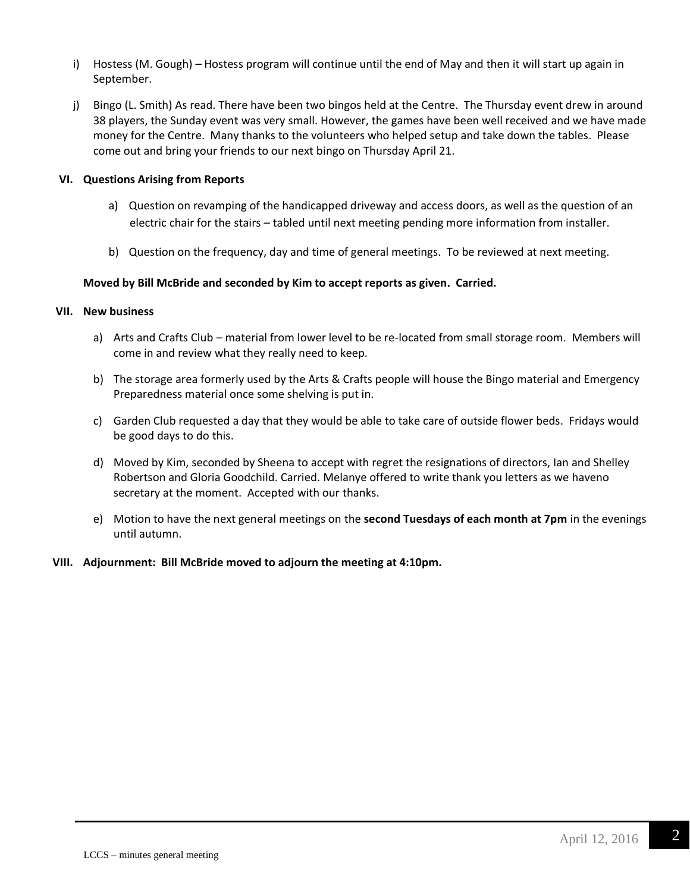i) Hostess (M. Gough) – Hostess program will continue until the end of May and then it will start up again in September.

j) Bingo (L. Smith) As read. There have been two bingos held at the Centre. The Thursday event drew in around 38 players, the Sunday event was very small. However, the games have been well received and we have made money for the Centre. Many thanks to the volunteers who helped setup and take down the tables. Please come out and bring your friends to our next bingo on Thursday April 21.

## VI. Questions Arising from Reports

a) Question on revamping of the handicapped driveway and access doors, as well as the question of an electric chair for the stairs – tabled until next meeting pending more information from installer.

b) Question on the frequency, day and time of general meetings. To be reviewed at next meeting.

**Moved by Bill McBride and seconded by Kim to accept reports as given. Carried.**

## VII. New business

a) Arts and Crafts Club – material from lower level to be re-located from small storage room. Members will come in and review what they really need to keep.

b) The storage area formerly used by the Arts & Crafts people will house the Bingo material and Emergency Preparedness material once some shelving is put in.

c) Garden Club requested a day that they would be able to take care of outside flower beds. Fridays would be good days to do this.

d) Moved by Kim, seconded by Sheena to accept with regret the resignations of directors, Ian and Shelley Robertson and Gloria Goodchild. Carried. Melanye offered to write thank you letters as we haveno secretary at the moment. Accepted with our thanks.

e) Motion to have the next general meetings on the **second Tuesdays of each month at 7pm** in the evenings until autumn.

## VIII. Adjournment: Bill McBride moved to adjourn the meeting at 4:10pm.